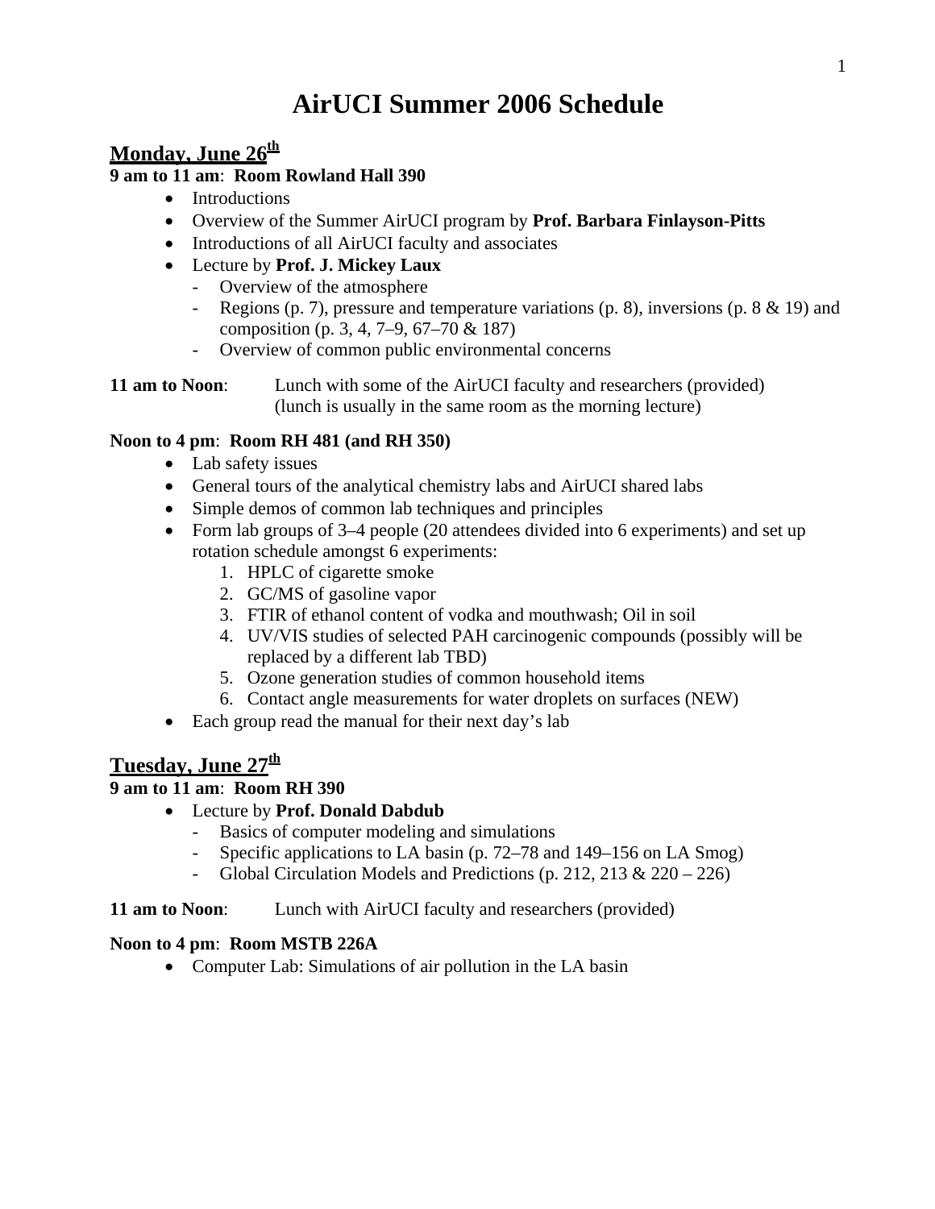# AirUCI Summer 2006 Schedule

## Monday, June 26th

**9 am to 11 am**: **Room Rowland Hall 390**

- Introductions
- Overview of the Summer AirUCI program by **Prof. Barbara Finlayson-Pitts**
- Introductions of all AirUCI faculty and associates
- Lecture by **Prof. J. Mickey Laux**
  - Overview of the atmosphere
  - Regions (p. 7), pressure and temperature variations (p. 8), inversions (p. 8 & 19) and composition (p. 3, 4, 7–9, 67–70 & 187)
  - Overview of common public environmental concerns

**11 am to Noon**: Lunch with some of the AirUCI faculty and researchers (provided) (lunch is usually in the same room as the morning lecture)

**Noon to 4 pm**: **Room RH 481 (and RH 350)**

- Lab safety issues
- General tours of the analytical chemistry labs and AirUCI shared labs
- Simple demos of common lab techniques and principles
- Form lab groups of 3–4 people (20 attendees divided into 6 experiments) and set up rotation schedule amongst 6 experiments:
  1. HPLC of cigarette smoke
  2. GC/MS of gasoline vapor
  3. FTIR of ethanol content of vodka and mouthwash; Oil in soil
  4. UV/VIS studies of selected PAH carcinogenic compounds (possibly will be replaced by a different lab TBD)
  5. Ozone generation studies of common household items
  6. Contact angle measurements for water droplets on surfaces (NEW)
- Each group read the manual for their next day's lab

## Tuesday, June 27th

**9 am to 11 am**: **Room RH 390**

- Lecture by **Prof. Donald Dabdub**
  - Basics of computer modeling and simulations
  - Specific applications to LA basin (p. 72–78 and 149–156 on LA Smog)
  - Global Circulation Models and Predictions (p. 212, 213 & 220 – 226)

**11 am to Noon**: Lunch with AirUCI faculty and researchers (provided)

**Noon to 4 pm**: **Room MSTB 226A**

- Computer Lab: Simulations of air pollution in the LA basin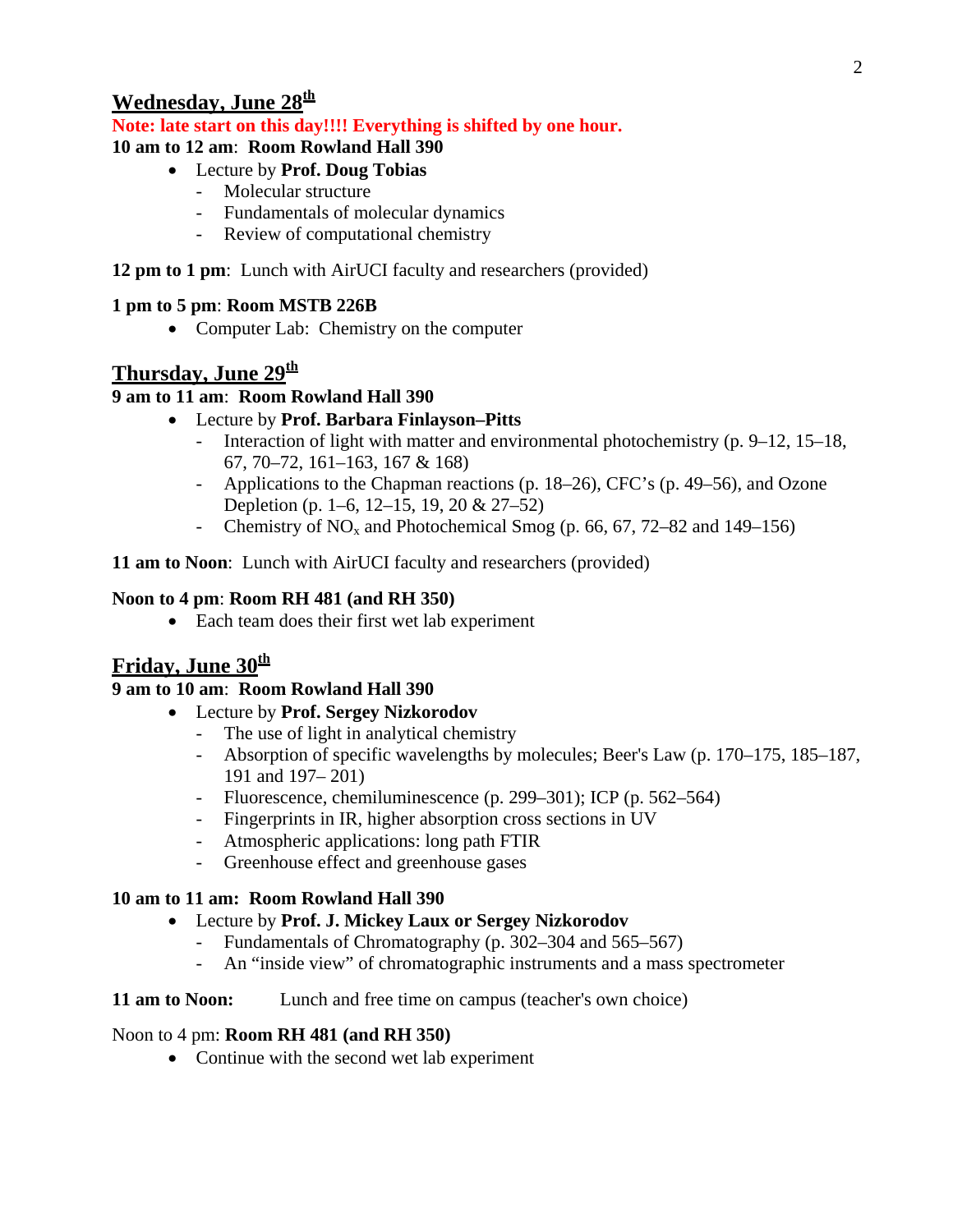## Wednesday, June 28th

**Note: late start on this day!!!! Everything is shifted by one hour.**

**10 am to 12 am**: **Room Rowland Hall 390**

- Lecture by **Prof. Doug Tobias**
  - Molecular structure
  - Fundamentals of molecular dynamics
  - Review of computational chemistry

**12 pm to 1 pm**: Lunch with AirUCI faculty and researchers (provided)

**1 pm to 5 pm**: **Room MSTB 226B**

- Computer Lab: Chemistry on the computer

## Thursday, June 29th

**9 am to 11 am**: **Room Rowland Hall 390**

- Lecture by **Prof. Barbara Finlayson–Pitts**
  - Interaction of light with matter and environmental photochemistry (p. 9–12, 15–18, 67, 70–72, 161–163, 167 & 168)
  - Applications to the Chapman reactions (p. 18–26), CFC's (p. 49–56), and Ozone Depletion (p. 1–6, 12–15, 19, 20 & 27–52)
  - Chemistry of $NO_x$ and Photochemical Smog (p. 66, 67, 72–82 and 149–156)

**11 am to Noon**: Lunch with AirUCI faculty and researchers (provided)

**Noon to 4 pm**: **Room RH 481 (and RH 350)**

- Each team does their first wet lab experiment

## Friday, June 30th

**9 am to 10 am**: **Room Rowland Hall 390**

- Lecture by **Prof. Sergey Nizkorodov**
  - The use of light in analytical chemistry
  - Absorption of specific wavelengths by molecules; Beer's Law (p. 170–175, 185–187, 191 and 197– 201)
  - Fluorescence, chemiluminescence (p. 299–301); ICP (p. 562–564)
  - Fingerprints in IR, higher absorption cross sections in UV
  - Atmospheric applications: long path FTIR
  - Greenhouse effect and greenhouse gases

**10 am to 11 am: Room Rowland Hall 390**

- Lecture by **Prof. J. Mickey Laux or Sergey Nizkorodov**
  - Fundamentals of Chromatography (p. 302–304 and 565–567)
  - An "inside view" of chromatographic instruments and a mass spectrometer

**11 am to Noon:** Lunch and free time on campus (teacher's own choice)

Noon to 4 pm: **Room RH 481 (and RH 350)**

- Continue with the second wet lab experiment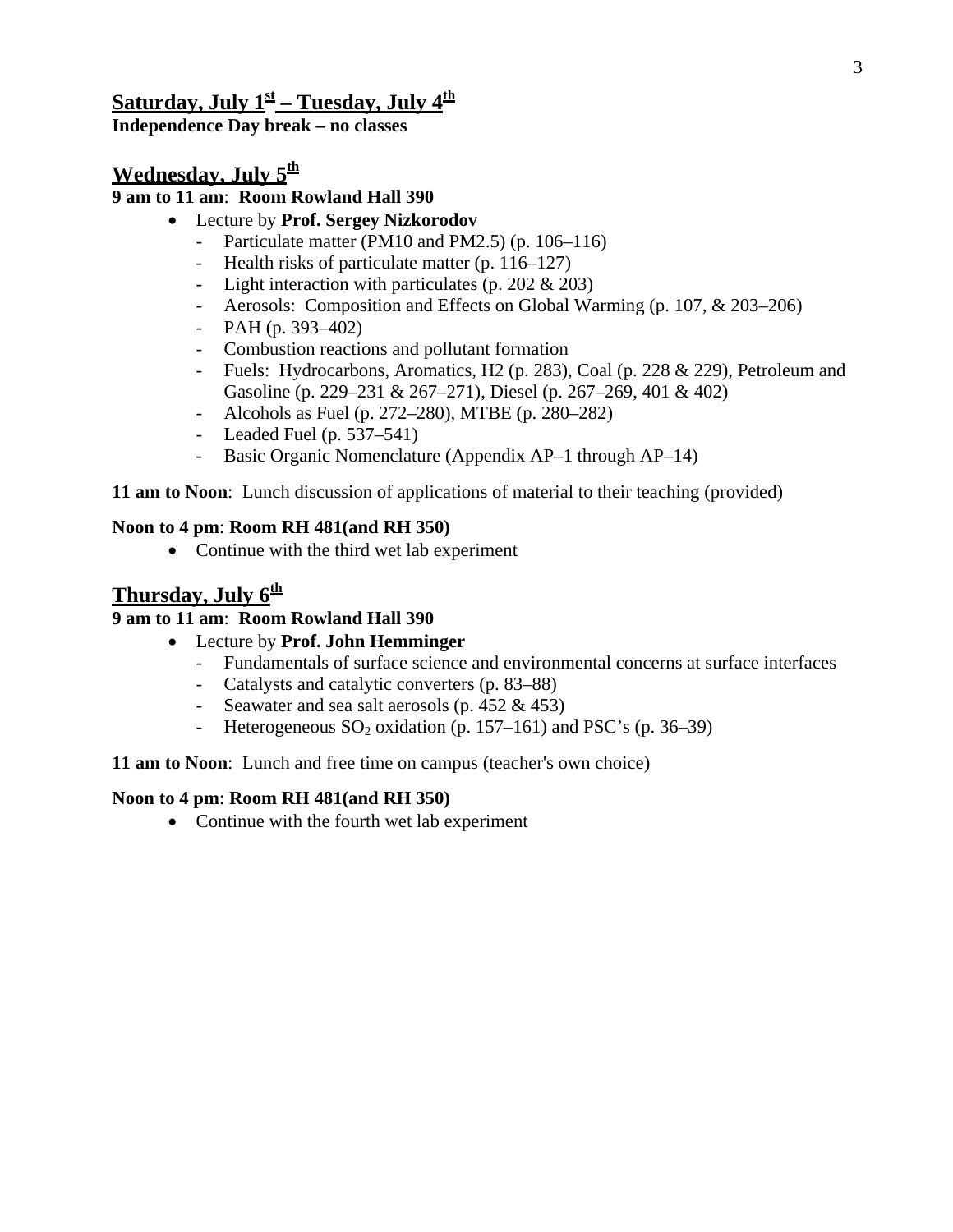## Saturday, July 1st – Tuesday, July 4th

**Independence Day break – no classes**

## Wednesday, July 5th

**9 am to 11 am**: **Room Rowland Hall 390**

- Lecture by **Prof. Sergey Nizkorodov**
  - Particulate matter (PM10 and PM2.5) (p. 106–116)
  - Health risks of particulate matter (p. 116–127)
  - Light interaction with particulates (p. 202 & 203)
  - Aerosols: Composition and Effects on Global Warming (p. 107, & 203–206)
  - PAH (p. 393–402)
  - Combustion reactions and pollutant formation
  - Fuels: Hydrocarbons, Aromatics, H2 (p. 283), Coal (p. 228 & 229), Petroleum and Gasoline (p. 229–231 & 267–271), Diesel (p. 267–269, 401 & 402)
  - Alcohols as Fuel (p. 272–280), MTBE (p. 280–282)
  - Leaded Fuel (p. 537–541)
  - Basic Organic Nomenclature (Appendix AP–1 through AP–14)

**11 am to Noon**: Lunch discussion of applications of material to their teaching (provided)

**Noon to 4 pm**: **Room RH 481(and RH 350)**

- Continue with the third wet lab experiment

## Thursday, July 6th

**9 am to 11 am**: **Room Rowland Hall 390**

- Lecture by **Prof. John Hemminger**
  - Fundamentals of surface science and environmental concerns at surface interfaces
  - Catalysts and catalytic converters (p. 83–88)
  - Seawater and sea salt aerosols (p. 452 & 453)
  - Heterogeneous $SO_2$ oxidation (p. 157–161) and PSC's (p. 36–39)

**11 am to Noon**: Lunch and free time on campus (teacher's own choice)

**Noon to 4 pm**: **Room RH 481(and RH 350)**

- Continue with the fourth wet lab experiment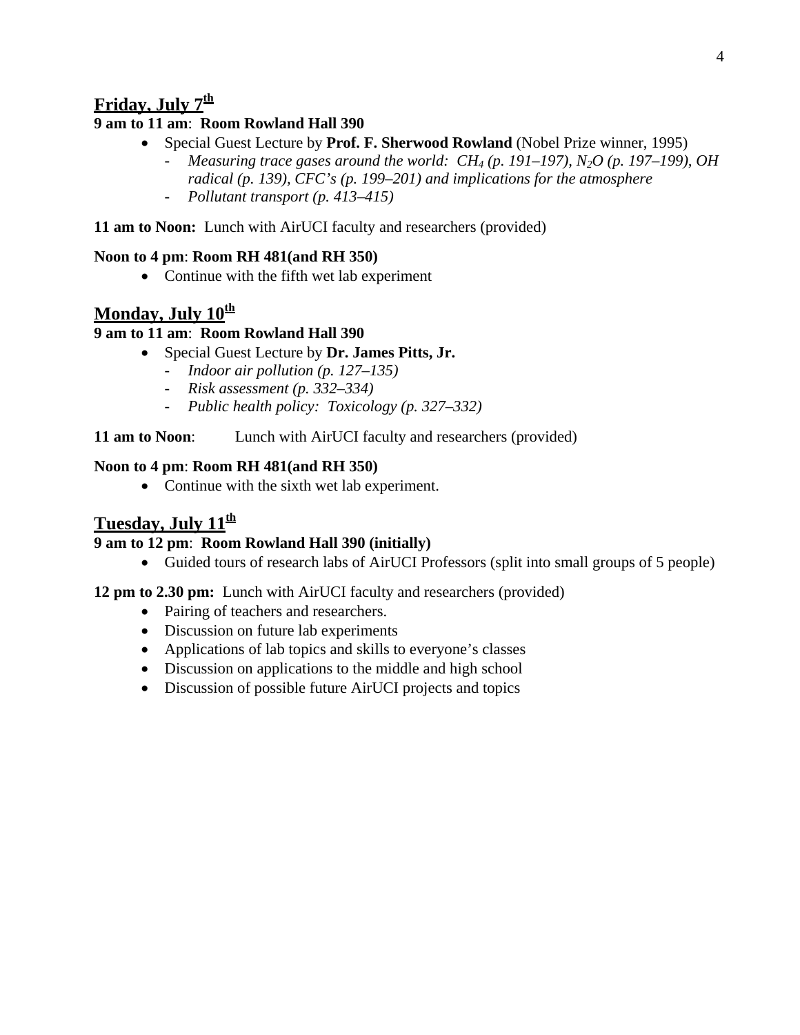## Friday, July 7th

**9 am to 11 am**: **Room Rowland Hall 390**

- Special Guest Lecture by **Prof. F. Sherwood Rowland** (Nobel Prize winner, 1995)
  - *Measuring trace gases around the world: $CH_4$ (p. 191–197), $N_2O$ (p. 197–199), OH radical (p. 139), CFC's (p. 199–201) and implications for the atmosphere*
  - *Pollutant transport (p. 413–415)*

**11 am to Noon:** Lunch with AirUCI faculty and researchers (provided)

**Noon to 4 pm**: **Room RH 481(and RH 350)**

- Continue with the fifth wet lab experiment

## Monday, July 10th

**9 am to 11 am**: **Room Rowland Hall 390**

- Special Guest Lecture by **Dr. James Pitts, Jr.**
  - *Indoor air pollution (p. 127–135)*
  - *Risk assessment (p. 332–334)*
  - *Public health policy: Toxicology (p. 327–332)*

**11 am to Noon**: Lunch with AirUCI faculty and researchers (provided)

**Noon to 4 pm**: **Room RH 481(and RH 350)**

- Continue with the sixth wet lab experiment.

## Tuesday, July 11th

**9 am to 12 pm**: **Room Rowland Hall 390 (initially)**

- Guided tours of research labs of AirUCI Professors (split into small groups of 5 people)

**12 pm to 2.30 pm:** Lunch with AirUCI faculty and researchers (provided)

- Pairing of teachers and researchers.
- Discussion on future lab experiments
- Applications of lab topics and skills to everyone's classes
- Discussion on applications to the middle and high school
- Discussion of possible future AirUCI projects and topics